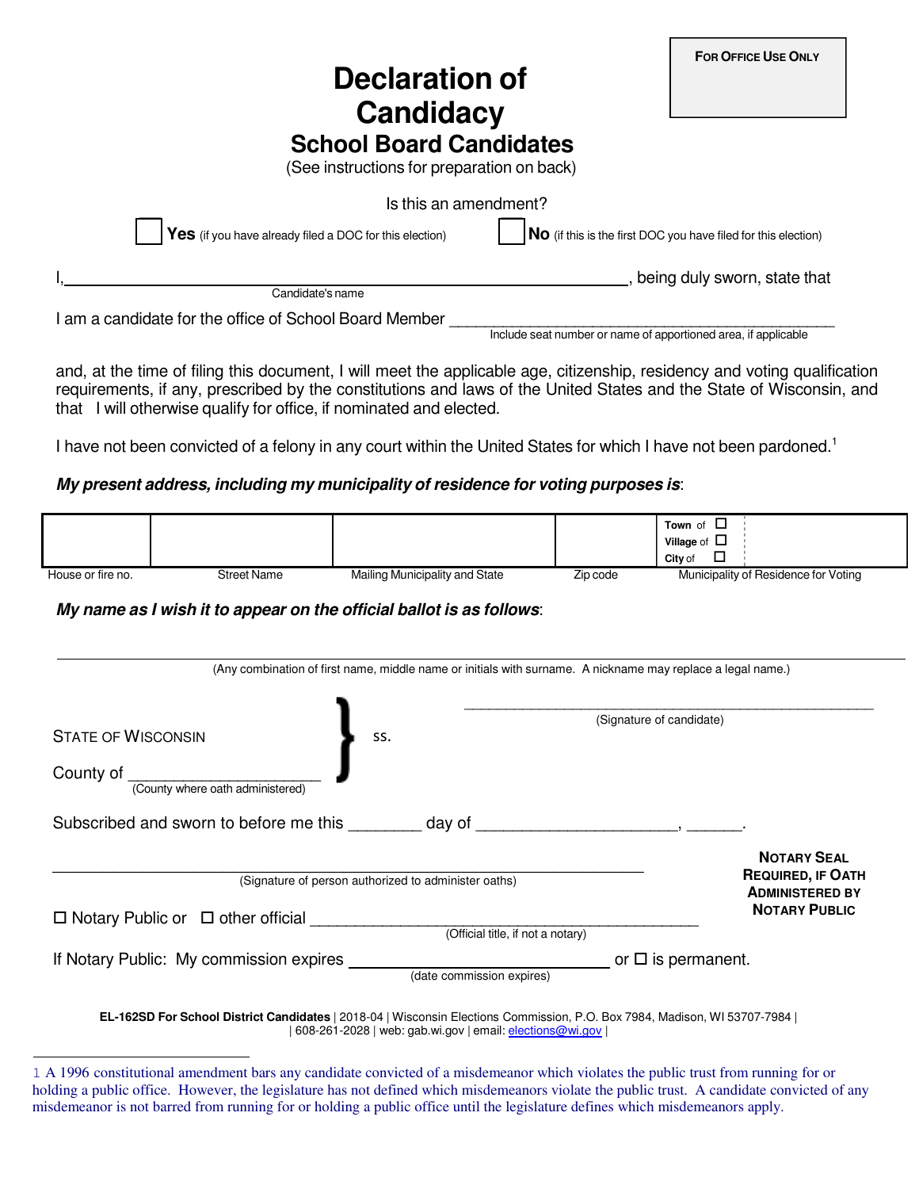**For Office Use Only**

# Declaration of Candidacy

## School Board Candidates

(See instructions for preparation on back)

Is this an amendment?

☐ **Yes** (if you have already filed a DOC for this election) ☐ **No** (if this is the first DOC you have filed for this election)

I, \_\_\_\_\_\_\_\_\_\_\_\_\_\_\_\_\_\_\_\_\_\_\_\_\_\_\_\_\_\_\_\_\_\_\_\_\_\_\_\_\_\_\_\_, being duly sworn, state that
Candidate's name

I am a candidate for the office of School Board Member \_\_\_\_\_\_\_\_\_\_\_\_\_\_\_\_\_\_\_\_\_\_\_\_\_\_\_\_\_\_\_\_\_\_\_\_
Include seat number or name of apportioned area, if applicable

and, at the time of filing this document, I will meet the applicable age, citizenship, residency and voting qualification requirements, if any, prescribed by the constitutions and laws of the United States and the State of Wisconsin, and that I will otherwise qualify for office, if nominated and elected.

I have not been convicted of a felony in any court within the United States for which I have not been pardoned.[1]

***My present address, including my municipality of residence for voting purposes is***:

| | | | | | |
|---|---|---|---|---|---|
| | | | | Town of ☐<br>Village of ☐<br>City of ☐ | |
| House or fire no. | Street Name | Mailing Municipality and State | Zip code | Municipality of Residence for Voting | |

***My name as I wish it to appear on the official ballot is as follows***:

\_\_\_\_\_\_\_\_\_\_\_\_\_\_\_\_\_\_\_\_\_\_\_\_\_\_\_\_\_\_\_\_\_\_\_\_\_\_\_\_\_\_\_\_\_\_\_\_\_\_\_\_\_\_\_\_
(Any combination of first name, middle name or initials with surname. A nickname may replace a legal name.)

\_\_\_\_\_\_\_\_\_\_\_\_\_\_\_\_\_\_\_\_\_\_\_\_\_\_\_\_\_\_\_\_\_\_\_\_\_\_\_\_
(Signature of candidate)

STATE OF WISCONSIN } ss.

County of \_\_\_\_\_\_\_\_\_\_\_\_\_\_\_\_\_\_\_\_
(County where oath administered)

Subscribed and sworn to before me this \_\_\_\_\_\_\_\_ day of \_\_\_\_\_\_\_\_\_\_\_\_\_\_\_\_\_\_\_\_, \_\_\_\_\_\_.

\_\_\_\_\_\_\_\_\_\_\_\_\_\_\_\_\_\_\_\_\_\_\_\_\_\_\_\_\_\_\_\_\_\_\_\_\_\_\_\_\_\_\_\_\_\_\_\_\_\_\_\_\_\_\_\_
(Signature of person authorized to administer oaths)

**Notary Seal Required, if Oath Administered by Notary Public**

☐ Notary Public or ☐ other official \_\_\_\_\_\_\_\_\_\_\_\_\_\_\_\_\_\_\_\_\_\_\_\_\_\_\_\_\_\_\_\_\_\_\_\_\_\_\_\_
(Official title, if not a notary)

If Notary Public: My commission expires \_\_\_\_\_\_\_\_\_\_\_\_\_\_\_\_\_\_\_\_\_\_\_\_\_\_ or ☐ is permanent.
(date commission expires)

**EL-162SD For School District Candidates** | 2018-04 | Wisconsin Elections Commission, P.O. Box 7984, Madison, WI 53707-7984 | | 608-261-2028 | web: gab.wi.gov | email: elections@wi.gov |

---

1 A 1996 constitutional amendment bars any candidate convicted of a misdemeanor which violates the public trust from running for or holding a public office. However, the legislature has not defined which misdemeanors violate the public trust. A candidate convicted of any misdemeanor is not barred from running for or holding a public office until the legislature defines which misdemeanors apply.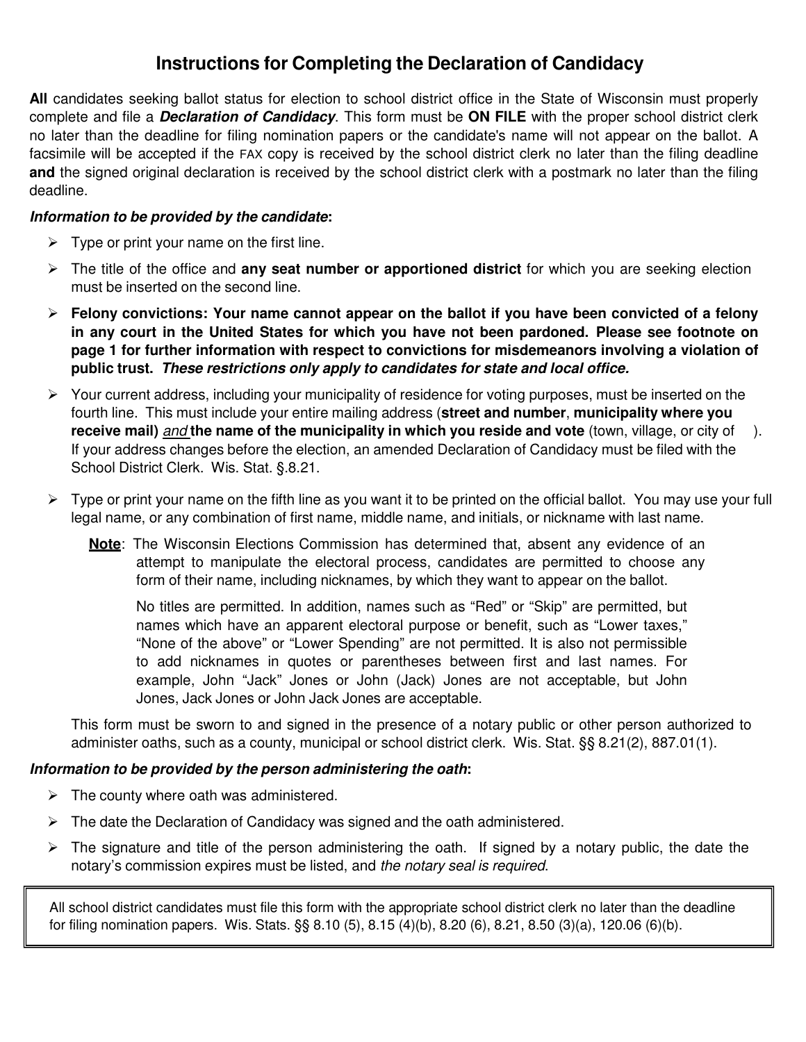# Instructions for Completing the Declaration of Candidacy

**All** candidates seeking ballot status for election to school district office in the State of Wisconsin must properly complete and file a ***Declaration of Candidacy***. This form must be **ON FILE** with the proper school district clerk no later than the deadline for filing nomination papers or the candidate's name will not appear on the ballot. A facsimile will be accepted if the FAX copy is received by the school district clerk no later than the filing deadline **and** the signed original declaration is received by the school district clerk with a postmark no later than the filing deadline.

***Information to be provided by the candidate*:**

- Type or print your name on the first line.
- The title of the office and **any seat number or apportioned district** for which you are seeking election must be inserted on the second line.
- **Felony convictions: Your name cannot appear on the ballot if you have been convicted of a felony in any court in the United States for which you have not been pardoned. Please see footnote on page 1 for further information with respect to convictions for misdemeanors involving a violation of public trust. *These restrictions only apply to candidates for state and local office.***
- Your current address, including your municipality of residence for voting purposes, must be inserted on the fourth line. This must include your entire mailing address (**street and number**, **municipality where you receive mail)** *and* **the name of the municipality in which you reside and vote** (town, village, or city of ). If your address changes before the election, an amended Declaration of Candidacy must be filed with the School District Clerk. Wis. Stat. §.8.21.
- Type or print your name on the fifth line as you want it to be printed on the official ballot. You may use your full legal name, or any combination of first name, middle name, and initials, or nickname with last name.

  **Note**: The Wisconsin Elections Commission has determined that, absent any evidence of an attempt to manipulate the electoral process, candidates are permitted to choose any form of their name, including nicknames, by which they want to appear on the ballot.

  No titles are permitted. In addition, names such as "Red" or "Skip" are permitted, but names which have an apparent electoral purpose or benefit, such as "Lower taxes," "None of the above" or "Lower Spending" are not permitted. It is also not permissible to add nicknames in quotes or parentheses between first and last names. For example, John "Jack" Jones or John (Jack) Jones are not acceptable, but John Jones, Jack Jones or John Jack Jones are acceptable.

  This form must be sworn to and signed in the presence of a notary public or other person authorized to administer oaths, such as a county, municipal or school district clerk. Wis. Stat. §§ 8.21(2), 887.01(1).

***Information to be provided by the person administering the oath*:**

- The county where oath was administered.
- The date the Declaration of Candidacy was signed and the oath administered.
- The signature and title of the person administering the oath. If signed by a notary public, the date the notary's commission expires must be listed, and *the notary seal is required*.

All school district candidates must file this form with the appropriate school district clerk no later than the deadline for filing nomination papers. Wis. Stats. §§ 8.10 (5), 8.15 (4)(b), 8.20 (6), 8.21, 8.50 (3)(a), 120.06 (6)(b).